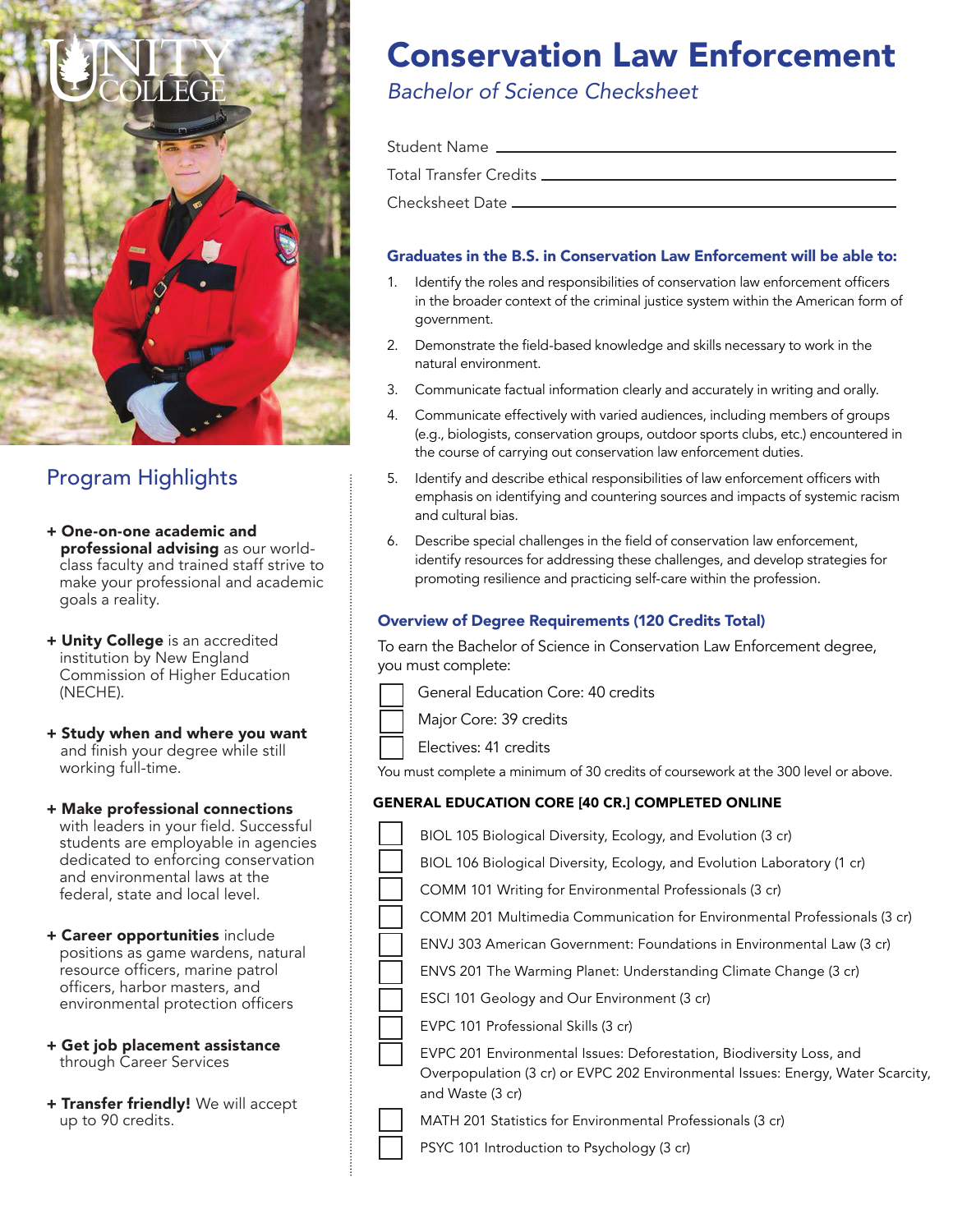# Conservation Law Enforcement

*Bachelor of Science Checksheet*

Student Name ______________________________

Total Transfer Credits ______________________________

Checksheet Date ______________________________

## Program Highlights

- **One-on-one academic and professional advising** as our world-class faculty and trained staff strive to make your professional and academic goals a reality.
- **Unity College** is an accredited institution by New England Commission of Higher Education (NECHE).
- **Study when and where you want** and finish your degree while still working full-time.
- **Make professional connections** with leaders in your field. Successful students are employable in agencies dedicated to enforcing conservation and environmental laws at the federal, state and local level.
- **Career opportunities** include positions as game wardens, natural resource officers, marine patrol officers, harbor masters, and environmental protection officers
- **Get job placement assistance** through Career Services
- **Transfer friendly!** We will accept up to 90 credits.

### Graduates in the B.S. in Conservation Law Enforcement will be able to:

1. Identify the roles and responsibilities of conservation law enforcement officers in the broader context of the criminal justice system within the American form of government.
2. Demonstrate the field-based knowledge and skills necessary to work in the natural environment.
3. Communicate factual information clearly and accurately in writing and orally.
4. Communicate effectively with varied audiences, including members of groups (e.g., biologists, conservation groups, outdoor sports clubs, etc.) encountered in the course of carrying out conservation law enforcement duties.
5. Identify and describe ethical responsibilities of law enforcement officers with emphasis on identifying and countering sources and impacts of systemic racism and cultural bias.
6. Describe special challenges in the field of conservation law enforcement, identify resources for addressing these challenges, and develop strategies for promoting resilience and practicing self-care within the profession.

### Overview of Degree Requirements (120 Credits Total)

To earn the Bachelor of Science in Conservation Law Enforcement degree, you must complete:

- [ ] General Education Core: 40 credits
- [ ] Major Core: 39 credits
- [ ] Electives: 41 credits

You must complete a minimum of 30 credits of coursework at the 300 level or above.

### GENERAL EDUCATION CORE [40 CR.] COMPLETED ONLINE

- [ ] BIOL 105 Biological Diversity, Ecology, and Evolution (3 cr)
- [ ] BIOL 106 Biological Diversity, Ecology, and Evolution Laboratory (1 cr)
- [ ] COMM 101 Writing for Environmental Professionals (3 cr)
- [ ] COMM 201 Multimedia Communication for Environmental Professionals (3 cr)
- [ ] ENVJ 303 American Government: Foundations in Environmental Law (3 cr)
- [ ] ENVS 201 The Warming Planet: Understanding Climate Change (3 cr)
- [ ] ESCI 101 Geology and Our Environment (3 cr)
- [ ] EVPC 101 Professional Skills (3 cr)
- [ ] EVPC 201 Environmental Issues: Deforestation, Biodiversity Loss, and Overpopulation (3 cr) or EVPC 202 Environmental Issues: Energy, Water Scarcity, and Waste (3 cr)
- [ ] MATH 201 Statistics for Environmental Professionals (3 cr)
- [ ] PSYC 101 Introduction to Psychology (3 cr)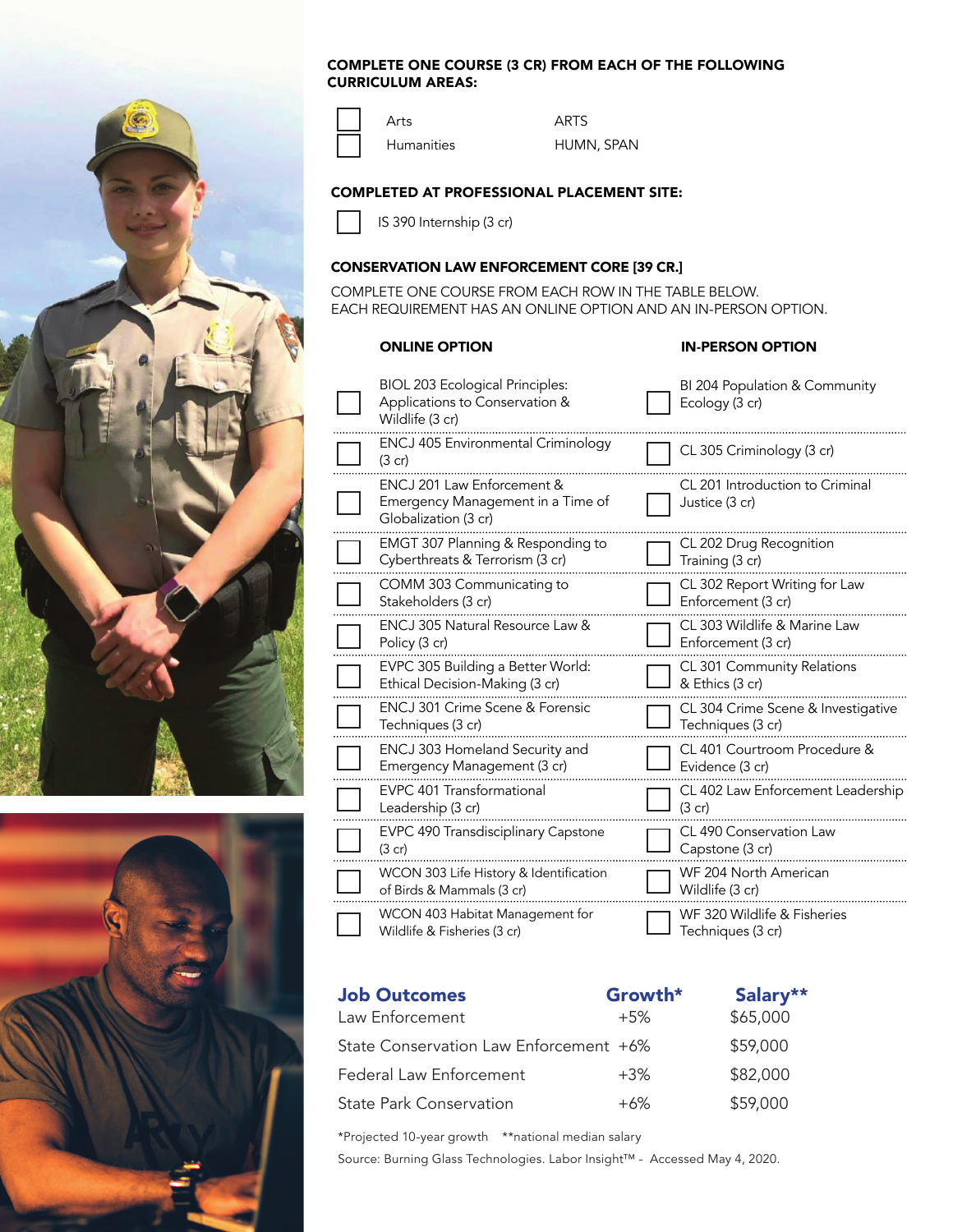## COMPLETE ONE COURSE (3 CR) FROM EACH OF THE FOLLOWING CURRICULUM AREAS:

| | | |
|---|---|---|
| ☐ | Arts | ARTS |
| ☐ | Humanities | HUMN, SPAN |

## COMPLETED AT PROFESSIONAL PLACEMENT SITE:

☐ IS 390 Internship (3 cr)

## CONSERVATION LAW ENFORCEMENT CORE [39 CR.]

COMPLETE ONE COURSE FROM EACH ROW IN THE TABLE BELOW.
EACH REQUIREMENT HAS AN ONLINE OPTION AND AN IN-PERSON OPTION.

| ONLINE OPTION | IN-PERSON OPTION |
|---|---|
| ☐ BIOL 203 Ecological Principles: Applications to Conservation & Wildlife (3 cr) | ☐ BI 204 Population & Community Ecology (3 cr) |
| ☐ ENCJ 405 Environmental Criminology (3 cr) | ☐ CL 305 Criminology (3 cr) |
| ☐ ENCJ 201 Law Enforcement & Emergency Management in a Time of Globalization (3 cr) | ☐ CL 201 Introduction to Criminal Justice (3 cr) |
| ☐ EMGT 307 Planning & Responding to Cyberthreats & Terrorism (3 cr) | ☐ CL 202 Drug Recognition Training (3 cr) |
| ☐ COMM 303 Communicating to Stakeholders (3 cr) | ☐ CL 302 Report Writing for Law Enforcement (3 cr) |
| ☐ ENCJ 305 Natural Resource Law & Policy (3 cr) | ☐ CL 303 Wildlife & Marine Law Enforcement (3 cr) |
| ☐ EVPC 305 Building a Better World: Ethical Decision-Making (3 cr) | ☐ CL 301 Community Relations & Ethics (3 cr) |
| ☐ ENCJ 301 Crime Scene & Forensic Techniques (3 cr) | ☐ CL 304 Crime Scene & Investigative Techniques (3 cr) |
| ☐ ENCJ 303 Homeland Security and Emergency Management (3 cr) | ☐ CL 401 Courtroom Procedure & Evidence (3 cr) |
| ☐ EVPC 401 Transformational Leadership (3 cr) | ☐ CL 402 Law Enforcement Leadership (3 cr) |
| ☐ EVPC 490 Transdisciplinary Capstone (3 cr) | ☐ CL 490 Conservation Law Capstone (3 cr) |
| ☐ WCON 303 Life History & Identification of Birds & Mammals (3 cr) | ☐ WF 204 North American Wildlife (3 cr) |
| ☐ WCON 403 Habitat Management for Wildlife & Fisheries (3 cr) | ☐ WF 320 Wildlife & Fisheries Techniques (3 cr) |

| Job Outcomes | Growth* | Salary** |
|---|---|---|
| Law Enforcement | +5% | $65,000 |
| State Conservation Law Enforcement | +6% | $59,000 |
| Federal Law Enforcement | +3% | $82,000 |
| State Park Conservation | +6% | $59,000 |

*Projected 10-year growth **national median salary

Source: Burning Glass Technologies. Labor Insight™ - Accessed May 4, 2020.